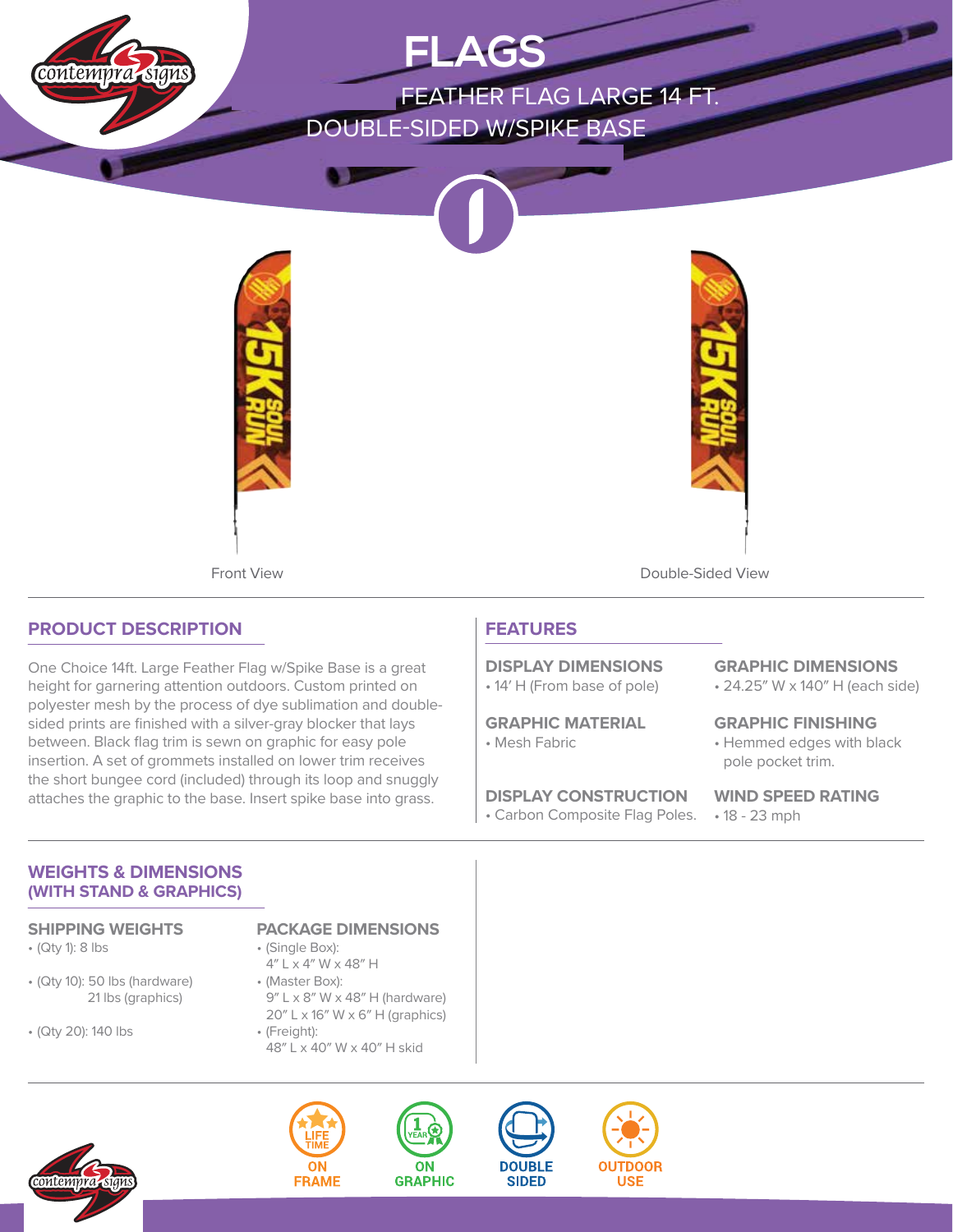# FLAGS

## FEATHER FLAG LARGE 14 FT. DOUBLE-SIDED W/SPIKE BASE

Front View

Double-Sided View

## PRODUCT DESCRIPTION

One Choice 14ft. Large Feather Flag w/Spike Base is a great height for garnering attention outdoors. Custom printed on polyester mesh by the process of dye sublimation and double-sided prints are finished with a silver-gray blocker that lays between. Black flag trim is sewn on graphic for easy pole insertion. A set of grommets installed on lower trim receives the short bungee cord (included) through its loop and snuggly attaches the graphic to the base. Insert spike base into grass.

## FEATURES

### DISPLAY DIMENSIONS
- 14' H (From base of pole)

### GRAPHIC DIMENSIONS
- 24.25" W x 140" H (each side)

### GRAPHIC MATERIAL
- Mesh Fabric

### GRAPHIC FINISHING
- Hemmed edges with black pole pocket trim.

### DISPLAY CONSTRUCTION
- Carbon Composite Flag Poles.

### WIND SPEED RATING
- 18 - 23 mph

## WEIGHTS & DIMENSIONS (WITH STAND & GRAPHICS)

### SHIPPING WEIGHTS
- (Qty 1): 8 lbs
- (Qty 10): 50 lbs (hardware)
  21 lbs (graphics)
- (Qty 20): 140 lbs

### PACKAGE DIMENSIONS
- (Single Box):
  4" L x 4" W x 48" H
- (Master Box):
  9" L x 8" W x 48" H (hardware)
  20" L x 16" W x 6" H (graphics)
- (Freight):
  48" L x 40" W x 40" H skid

LIFE TIME ON FRAME | 1 YEAR ON GRAPHIC | DOUBLE SIDED | OUTDOOR USE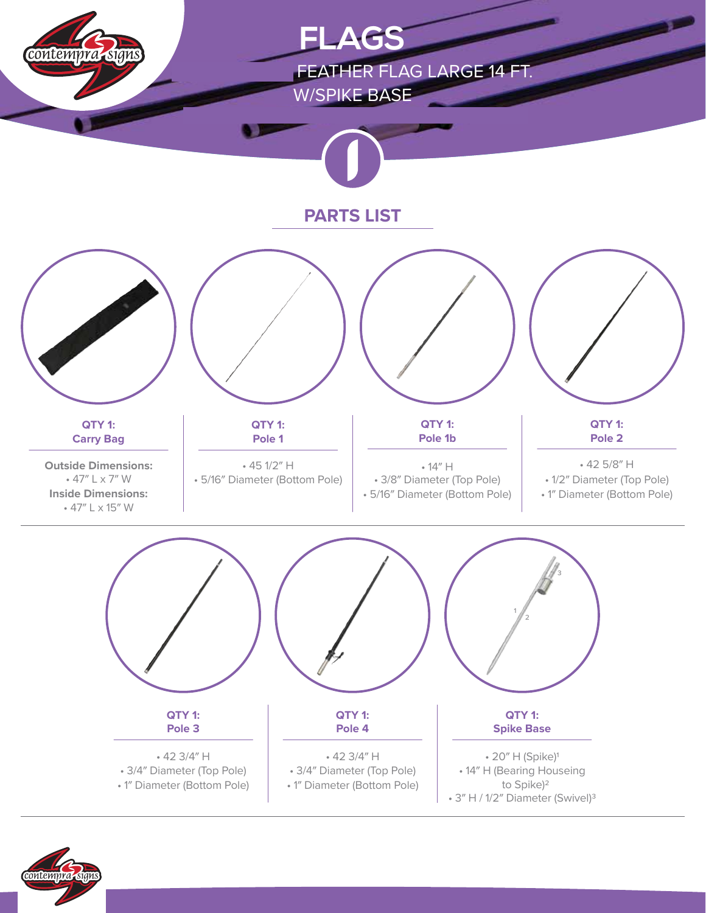# FLAGS

FEATHER FLAG LARGE 14 FT. W/SPIKE BASE

## PARTS LIST

**QTY 1:**
**Carry Bag**

**Outside Dimensions:**
- 47″ L x 7″ W

**Inside Dimensions:**
- 47″ L x 15″ W

**QTY 1:**
**Pole 1**

- 45 1/2″ H
- 5/16″ Diameter (Bottom Pole)

**QTY 1:**
**Pole 1b**

- 14″ H
- 3/8″ Diameter (Top Pole)
- 5/16″ Diameter (Bottom Pole)

**QTY 1:**
**Pole 2**

- 42 5/8″ H
- 1/2″ Diameter (Top Pole)
- 1″ Diameter (Bottom Pole)

**QTY 1:**
**Pole 3**

- 42 3/4″ H
- 3/4″ Diameter (Top Pole)
- 1″ Diameter (Bottom Pole)

**QTY 1:**
**Pole 4**

- 42 3/4″ H
- 3/4″ Diameter (Top Pole)
- 1″ Diameter (Bottom Pole)

**QTY 1:**
**Spike Base**

- 20″ H (Spike)[1]
- 14″ H (Bearing Houseing to Spike)[2]
- 3″ H / 1/2″ Diameter (Swivel)[3]